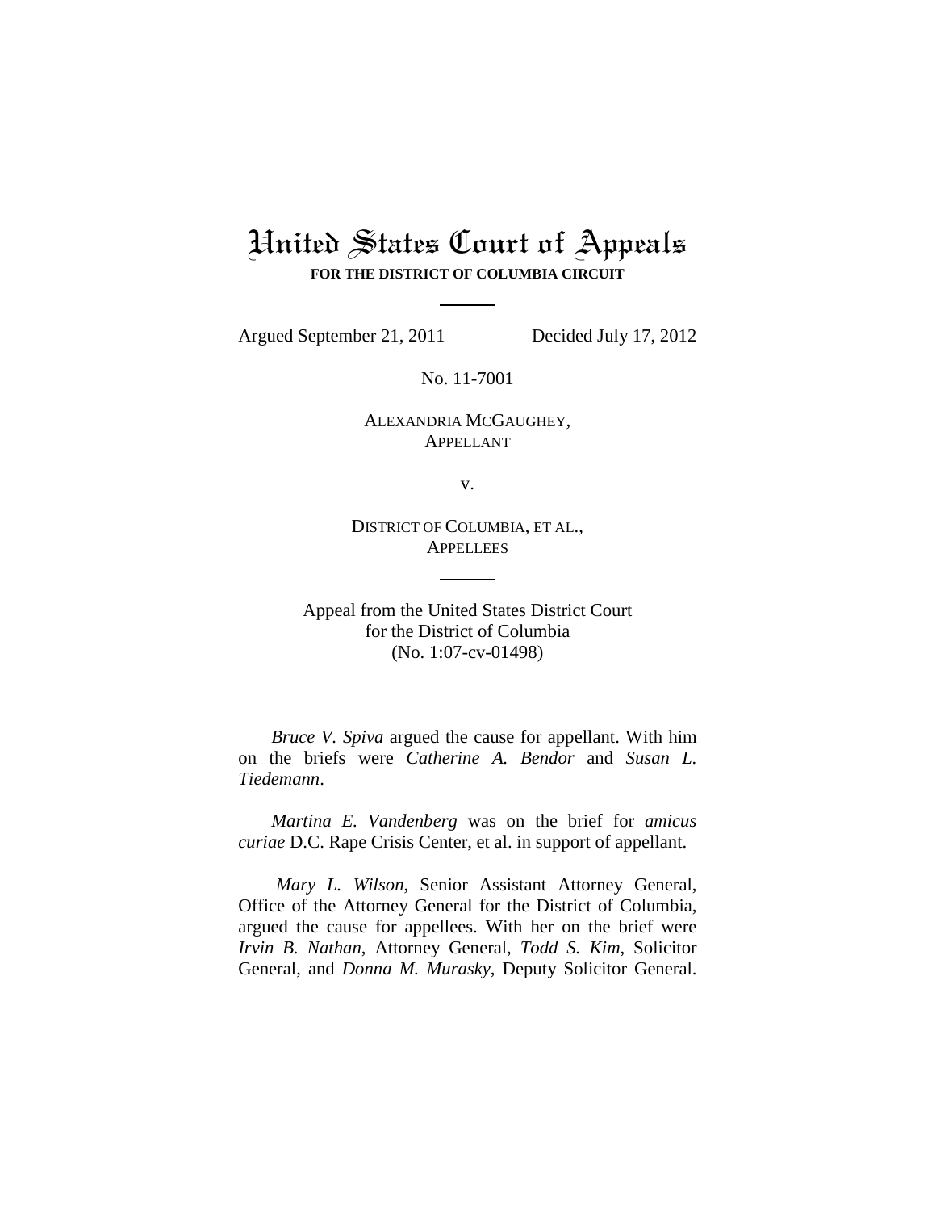# United States Court of Appeals

**FOR THE DISTRICT OF COLUMBIA CIRCUIT**

---

Argued September 21, 2011 Decided July 17, 2012

No. 11-7001

ALEXANDRIA MCGAUGHEY,
APPELLANT

v.

DISTRICT OF COLUMBIA, ET AL.,
APPELLEES

---

Appeal from the United States District Court
for the District of Columbia
(No. 1:07-cv-01498)

---

*Bruce V. Spiva* argued the cause for appellant. With him on the briefs were *Catherine A. Bendor* and *Susan L. Tiedemann*.

*Martina E. Vandenberg* was on the brief for *amicus curiae* D.C. Rape Crisis Center, et al. in support of appellant.

*Mary L. Wilson*, Senior Assistant Attorney General, Office of the Attorney General for the District of Columbia, argued the cause for appellees. With her on the brief were *Irvin B. Nathan*, Attorney General, *Todd S. Kim*, Solicitor General, and *Donna M. Murasky*, Deputy Solicitor General.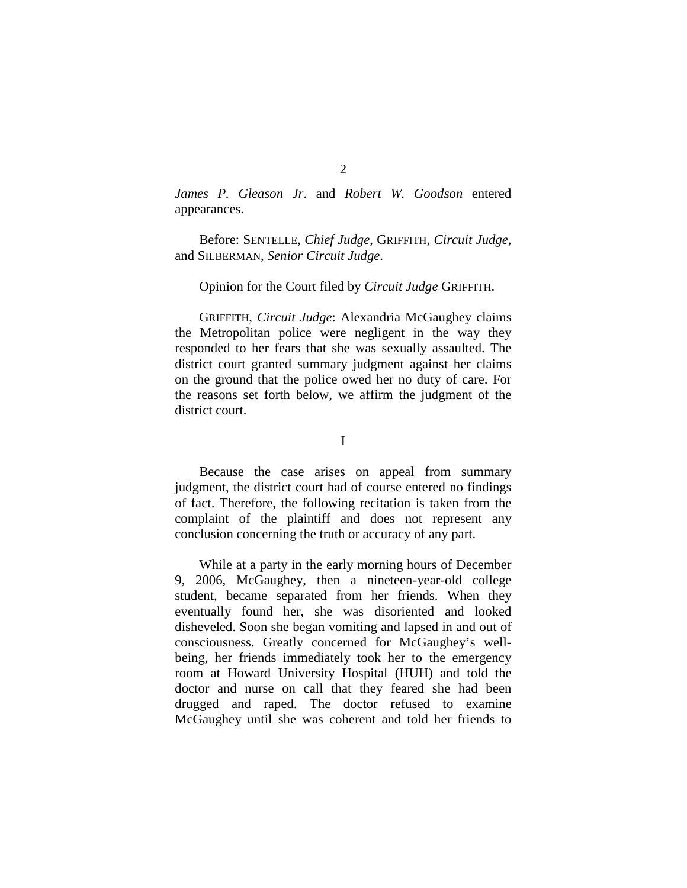*James P. Gleason Jr*. and *Robert W. Goodson* entered appearances.

Before: SENTELLE, *Chief Judge*, GRIFFITH, *Circuit Judge*, and SILBERMAN, *Senior Circuit Judge*.

Opinion for the Court filed by *Circuit Judge* GRIFFITH.

GRIFFITH, *Circuit Judge*: Alexandria McGaughey claims the Metropolitan police were negligent in the way they responded to her fears that she was sexually assaulted. The district court granted summary judgment against her claims on the ground that the police owed her no duty of care. For the reasons set forth below, we affirm the judgment of the district court.

I

Because the case arises on appeal from summary judgment, the district court had of course entered no findings of fact. Therefore, the following recitation is taken from the complaint of the plaintiff and does not represent any conclusion concerning the truth or accuracy of any part.

While at a party in the early morning hours of December 9, 2006, McGaughey, then a nineteen-year-old college student, became separated from her friends. When they eventually found her, she was disoriented and looked disheveled. Soon she began vomiting and lapsed in and out of consciousness. Greatly concerned for McGaughey's well-being, her friends immediately took her to the emergency room at Howard University Hospital (HUH) and told the doctor and nurse on call that they feared she had been drugged and raped. The doctor refused to examine McGaughey until she was coherent and told her friends to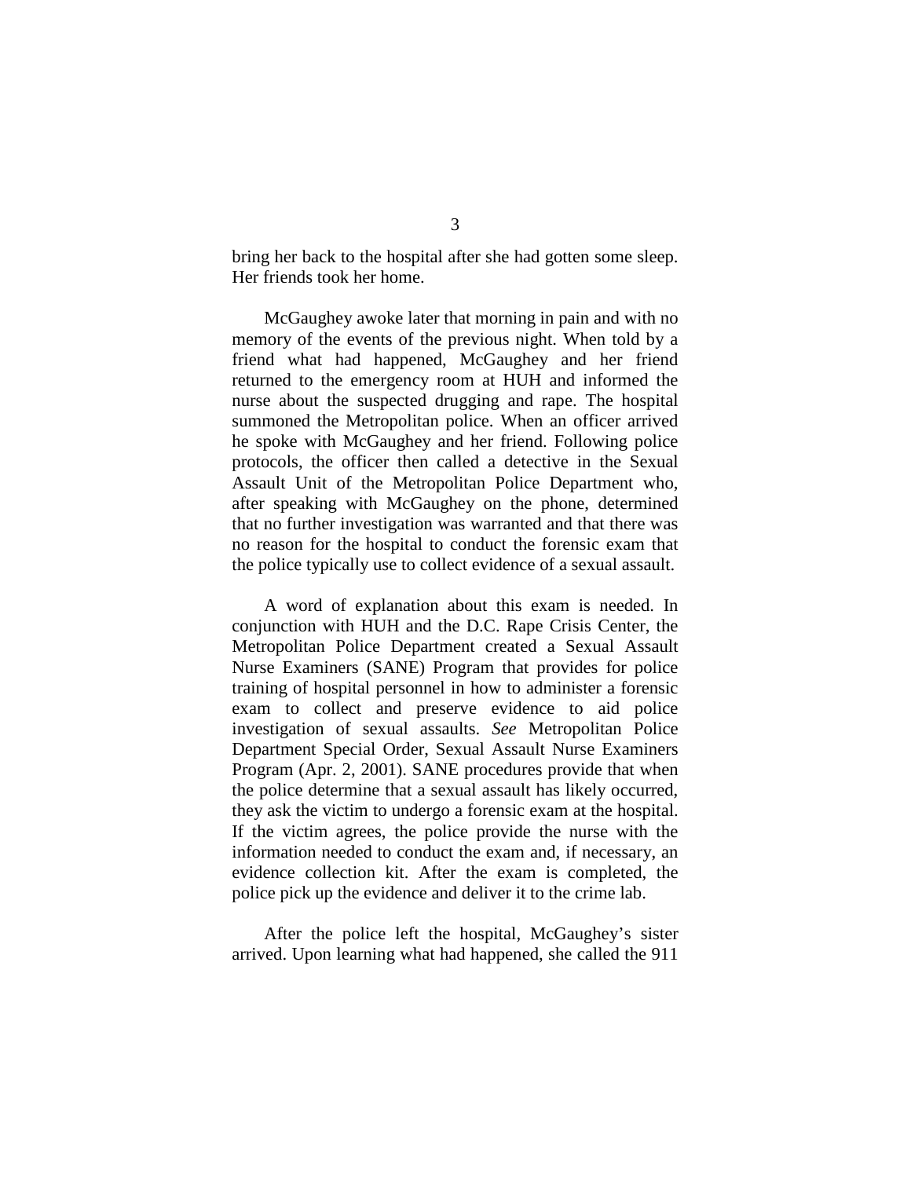bring her back to the hospital after she had gotten some sleep. Her friends took her home.

McGaughey awoke later that morning in pain and with no memory of the events of the previous night. When told by a friend what had happened, McGaughey and her friend returned to the emergency room at HUH and informed the nurse about the suspected drugging and rape. The hospital summoned the Metropolitan police. When an officer arrived he spoke with McGaughey and her friend. Following police protocols, the officer then called a detective in the Sexual Assault Unit of the Metropolitan Police Department who, after speaking with McGaughey on the phone, determined that no further investigation was warranted and that there was no reason for the hospital to conduct the forensic exam that the police typically use to collect evidence of a sexual assault.

A word of explanation about this exam is needed. In conjunction with HUH and the D.C. Rape Crisis Center, the Metropolitan Police Department created a Sexual Assault Nurse Examiners (SANE) Program that provides for police training of hospital personnel in how to administer a forensic exam to collect and preserve evidence to aid police investigation of sexual assaults. *See* Metropolitan Police Department Special Order, Sexual Assault Nurse Examiners Program (Apr. 2, 2001). SANE procedures provide that when the police determine that a sexual assault has likely occurred, they ask the victim to undergo a forensic exam at the hospital. If the victim agrees, the police provide the nurse with the information needed to conduct the exam and, if necessary, an evidence collection kit. After the exam is completed, the police pick up the evidence and deliver it to the crime lab.

After the police left the hospital, McGaughey's sister arrived. Upon learning what had happened, she called the 911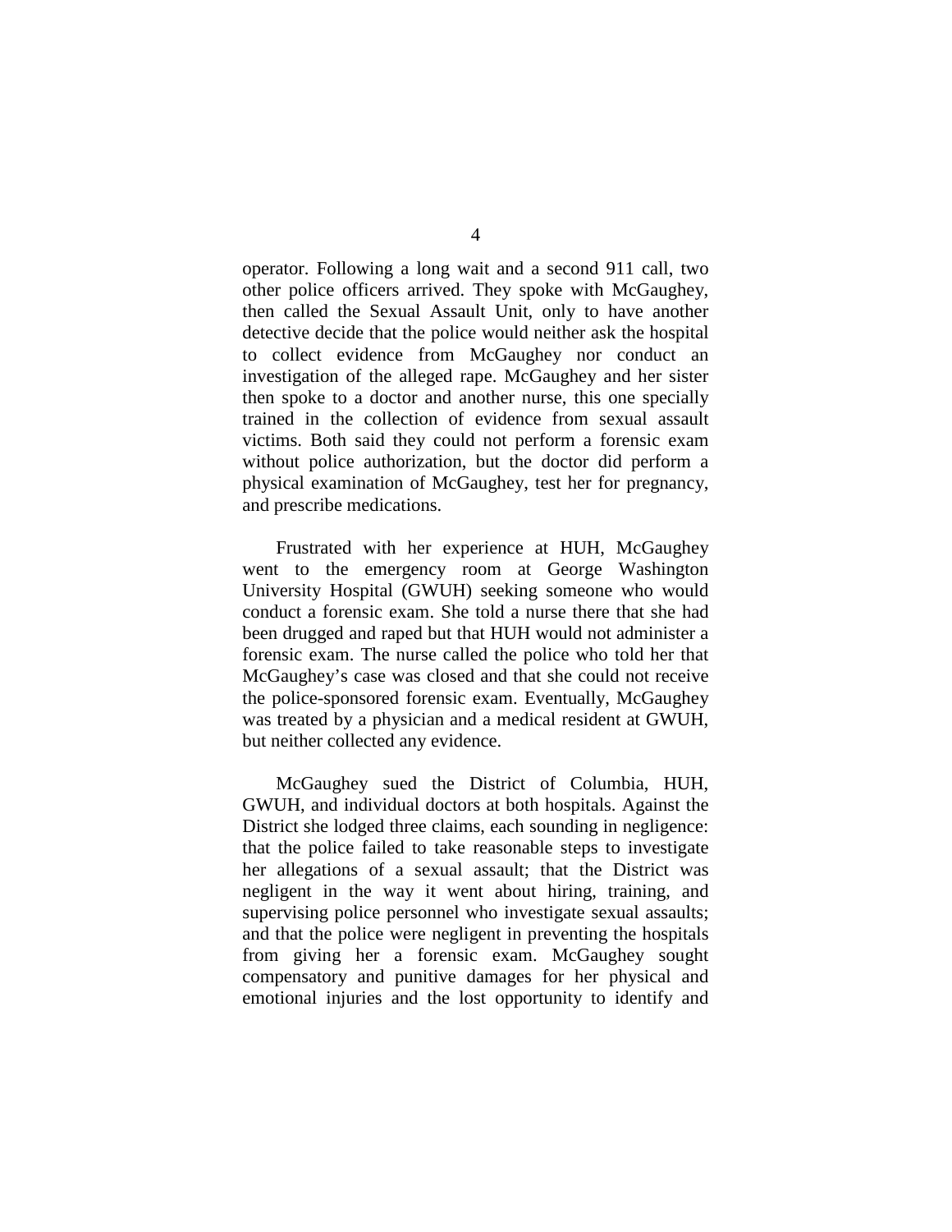operator. Following a long wait and a second 911 call, two other police officers arrived. They spoke with McGaughey, then called the Sexual Assault Unit, only to have another detective decide that the police would neither ask the hospital to collect evidence from McGaughey nor conduct an investigation of the alleged rape. McGaughey and her sister then spoke to a doctor and another nurse, this one specially trained in the collection of evidence from sexual assault victims. Both said they could not perform a forensic exam without police authorization, but the doctor did perform a physical examination of McGaughey, test her for pregnancy, and prescribe medications.

Frustrated with her experience at HUH, McGaughey went to the emergency room at George Washington University Hospital (GWUH) seeking someone who would conduct a forensic exam. She told a nurse there that she had been drugged and raped but that HUH would not administer a forensic exam. The nurse called the police who told her that McGaughey's case was closed and that she could not receive the police-sponsored forensic exam. Eventually, McGaughey was treated by a physician and a medical resident at GWUH, but neither collected any evidence.

McGaughey sued the District of Columbia, HUH, GWUH, and individual doctors at both hospitals. Against the District she lodged three claims, each sounding in negligence: that the police failed to take reasonable steps to investigate her allegations of a sexual assault; that the District was negligent in the way it went about hiring, training, and supervising police personnel who investigate sexual assaults; and that the police were negligent in preventing the hospitals from giving her a forensic exam. McGaughey sought compensatory and punitive damages for her physical and emotional injuries and the lost opportunity to identify and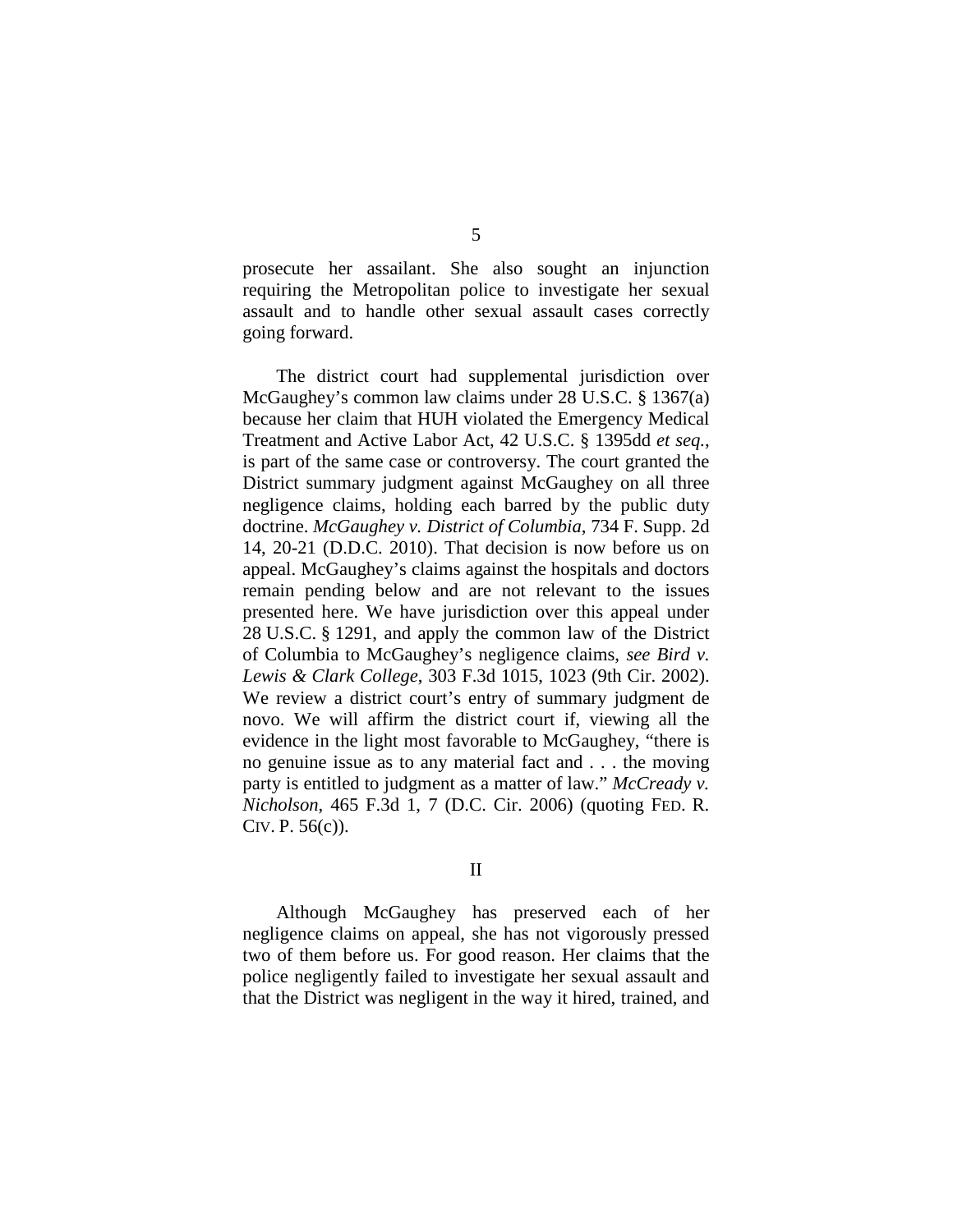prosecute her assailant. She also sought an injunction requiring the Metropolitan police to investigate her sexual assault and to handle other sexual assault cases correctly going forward.

The district court had supplemental jurisdiction over McGaughey's common law claims under 28 U.S.C. § 1367(a) because her claim that HUH violated the Emergency Medical Treatment and Active Labor Act, 42 U.S.C. § 1395dd *et seq.*, is part of the same case or controversy. The court granted the District summary judgment against McGaughey on all three negligence claims, holding each barred by the public duty doctrine. *McGaughey v. District of Columbia*, 734 F. Supp. 2d 14, 20-21 (D.D.C. 2010). That decision is now before us on appeal. McGaughey's claims against the hospitals and doctors remain pending below and are not relevant to the issues presented here. We have jurisdiction over this appeal under 28 U.S.C. § 1291, and apply the common law of the District of Columbia to McGaughey's negligence claims, *see Bird v. Lewis & Clark College*, 303 F.3d 1015, 1023 (9th Cir. 2002). We review a district court's entry of summary judgment de novo. We will affirm the district court if, viewing all the evidence in the light most favorable to McGaughey, "there is no genuine issue as to any material fact and . . . the moving party is entitled to judgment as a matter of law." *McCready v. Nicholson*, 465 F.3d 1, 7 (D.C. Cir. 2006) (quoting FED. R. CIV. P. 56(c)).

## II

Although McGaughey has preserved each of her negligence claims on appeal, she has not vigorously pressed two of them before us. For good reason. Her claims that the police negligently failed to investigate her sexual assault and that the District was negligent in the way it hired, trained, and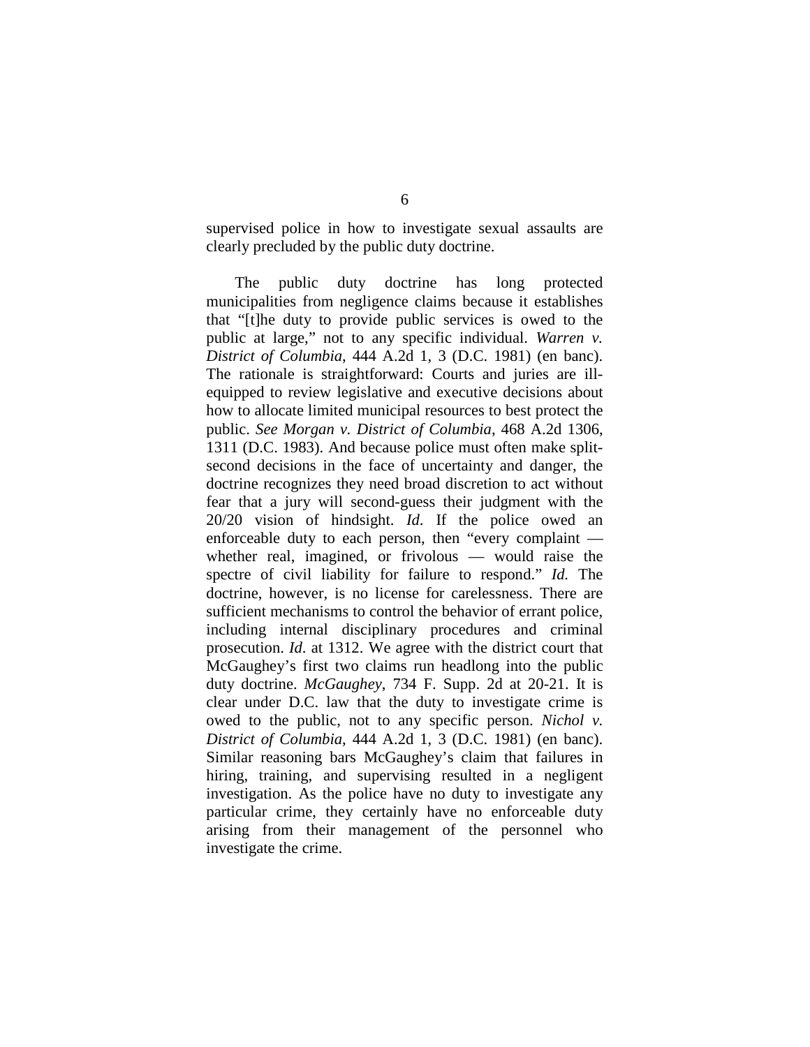supervised police in how to investigate sexual assaults are clearly precluded by the public duty doctrine.

The public duty doctrine has long protected municipalities from negligence claims because it establishes that "[t]he duty to provide public services is owed to the public at large," not to any specific individual. *Warren v. District of Columbia*, 444 A.2d 1, 3 (D.C. 1981) (en banc). The rationale is straightforward: Courts and juries are ill-equipped to review legislative and executive decisions about how to allocate limited municipal resources to best protect the public. *See Morgan v. District of Columbia*, 468 A.2d 1306, 1311 (D.C. 1983). And because police must often make split-second decisions in the face of uncertainty and danger, the doctrine recognizes they need broad discretion to act without fear that a jury will second-guess their judgment with the 20/20 vision of hindsight. *Id.* If the police owed an enforceable duty to each person, then "every complaint — whether real, imagined, or frivolous — would raise the spectre of civil liability for failure to respond." *Id.* The doctrine, however, is no license for carelessness. There are sufficient mechanisms to control the behavior of errant police, including internal disciplinary procedures and criminal prosecution. *Id.* at 1312. We agree with the district court that McGaughey's first two claims run headlong into the public duty doctrine. *McGaughey*, 734 F. Supp. 2d at 20-21. It is clear under D.C. law that the duty to investigate crime is owed to the public, not to any specific person. *Nichol v. District of Columbia*, 444 A.2d 1, 3 (D.C. 1981) (en banc). Similar reasoning bars McGaughey's claim that failures in hiring, training, and supervising resulted in a negligent investigation. As the police have no duty to investigate any particular crime, they certainly have no enforceable duty arising from their management of the personnel who investigate the crime.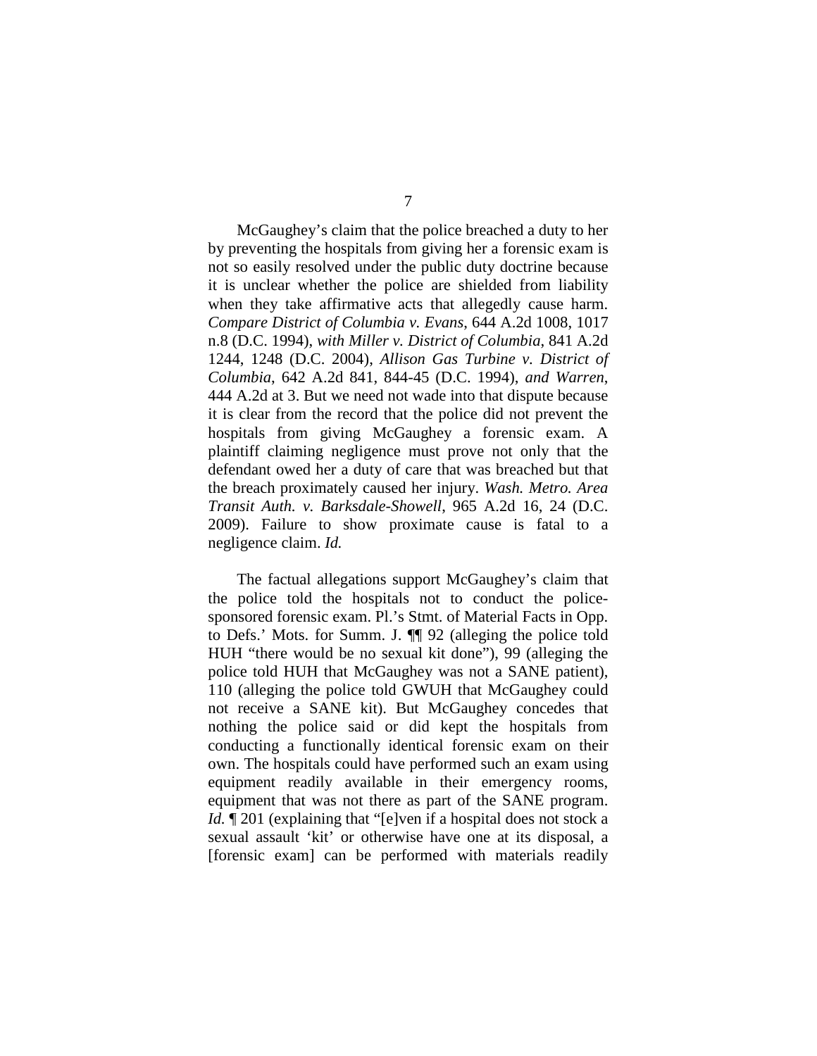McGaughey's claim that the police breached a duty to her by preventing the hospitals from giving her a forensic exam is not so easily resolved under the public duty doctrine because it is unclear whether the police are shielded from liability when they take affirmative acts that allegedly cause harm. *Compare District of Columbia v. Evans*, 644 A.2d 1008, 1017 n.8 (D.C. 1994), *with Miller v. District of Columbia*, 841 A.2d 1244, 1248 (D.C. 2004), *Allison Gas Turbine v. District of Columbia*, 642 A.2d 841, 844-45 (D.C. 1994), *and Warren*, 444 A.2d at 3. But we need not wade into that dispute because it is clear from the record that the police did not prevent the hospitals from giving McGaughey a forensic exam. A plaintiff claiming negligence must prove not only that the defendant owed her a duty of care that was breached but that the breach proximately caused her injury. *Wash. Metro. Area Transit Auth. v. Barksdale-Showell*, 965 A.2d 16, 24 (D.C. 2009). Failure to show proximate cause is fatal to a negligence claim. *Id.*

The factual allegations support McGaughey's claim that the police told the hospitals not to conduct the police-sponsored forensic exam. Pl.'s Stmt. of Material Facts in Opp. to Defs.' Mots. for Summ. J. ¶¶ 92 (alleging the police told HUH "there would be no sexual kit done"), 99 (alleging the police told HUH that McGaughey was not a SANE patient), 110 (alleging the police told GWUH that McGaughey could not receive a SANE kit). But McGaughey concedes that nothing the police said or did kept the hospitals from conducting a functionally identical forensic exam on their own. The hospitals could have performed such an exam using equipment readily available in their emergency rooms, equipment that was not there as part of the SANE program. *Id.* ¶ 201 (explaining that "[e]ven if a hospital does not stock a sexual assault 'kit' or otherwise have one at its disposal, a [forensic exam] can be performed with materials readily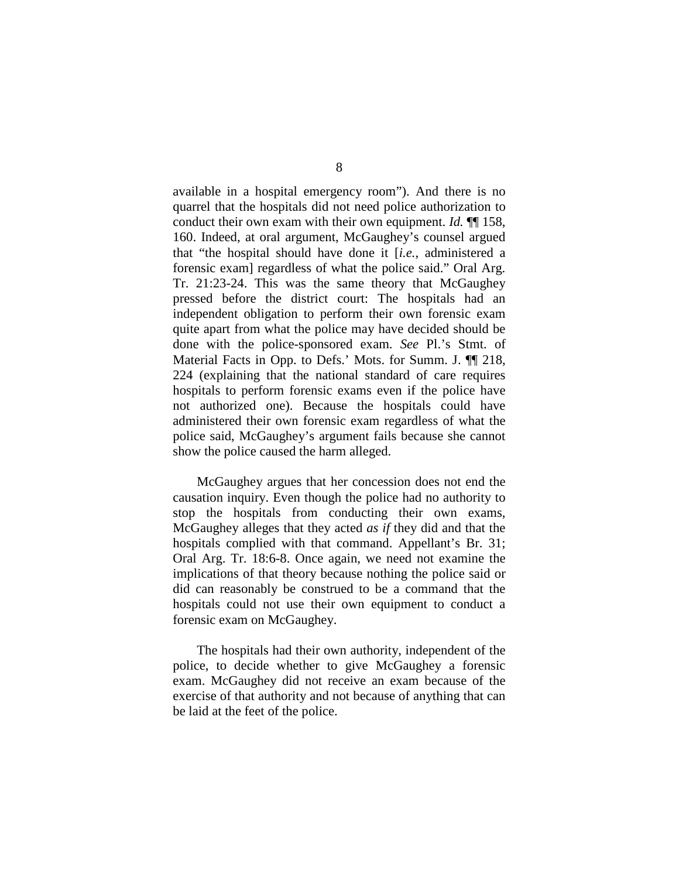available in a hospital emergency room"). And there is no quarrel that the hospitals did not need police authorization to conduct their own exam with their own equipment. *Id.* ¶¶ 158, 160. Indeed, at oral argument, McGaughey's counsel argued that "the hospital should have done it [*i.e.*, administered a forensic exam] regardless of what the police said." Oral Arg. Tr. 21:23-24. This was the same theory that McGaughey pressed before the district court: The hospitals had an independent obligation to perform their own forensic exam quite apart from what the police may have decided should be done with the police-sponsored exam. *See* Pl.'s Stmt. of Material Facts in Opp. to Defs.' Mots. for Summ. J. ¶¶ 218, 224 (explaining that the national standard of care requires hospitals to perform forensic exams even if the police have not authorized one). Because the hospitals could have administered their own forensic exam regardless of what the police said, McGaughey's argument fails because she cannot show the police caused the harm alleged.

McGaughey argues that her concession does not end the causation inquiry. Even though the police had no authority to stop the hospitals from conducting their own exams, McGaughey alleges that they acted *as if* they did and that the hospitals complied with that command. Appellant's Br. 31; Oral Arg. Tr. 18:6-8. Once again, we need not examine the implications of that theory because nothing the police said or did can reasonably be construed to be a command that the hospitals could not use their own equipment to conduct a forensic exam on McGaughey.

The hospitals had their own authority, independent of the police, to decide whether to give McGaughey a forensic exam. McGaughey did not receive an exam because of the exercise of that authority and not because of anything that can be laid at the feet of the police.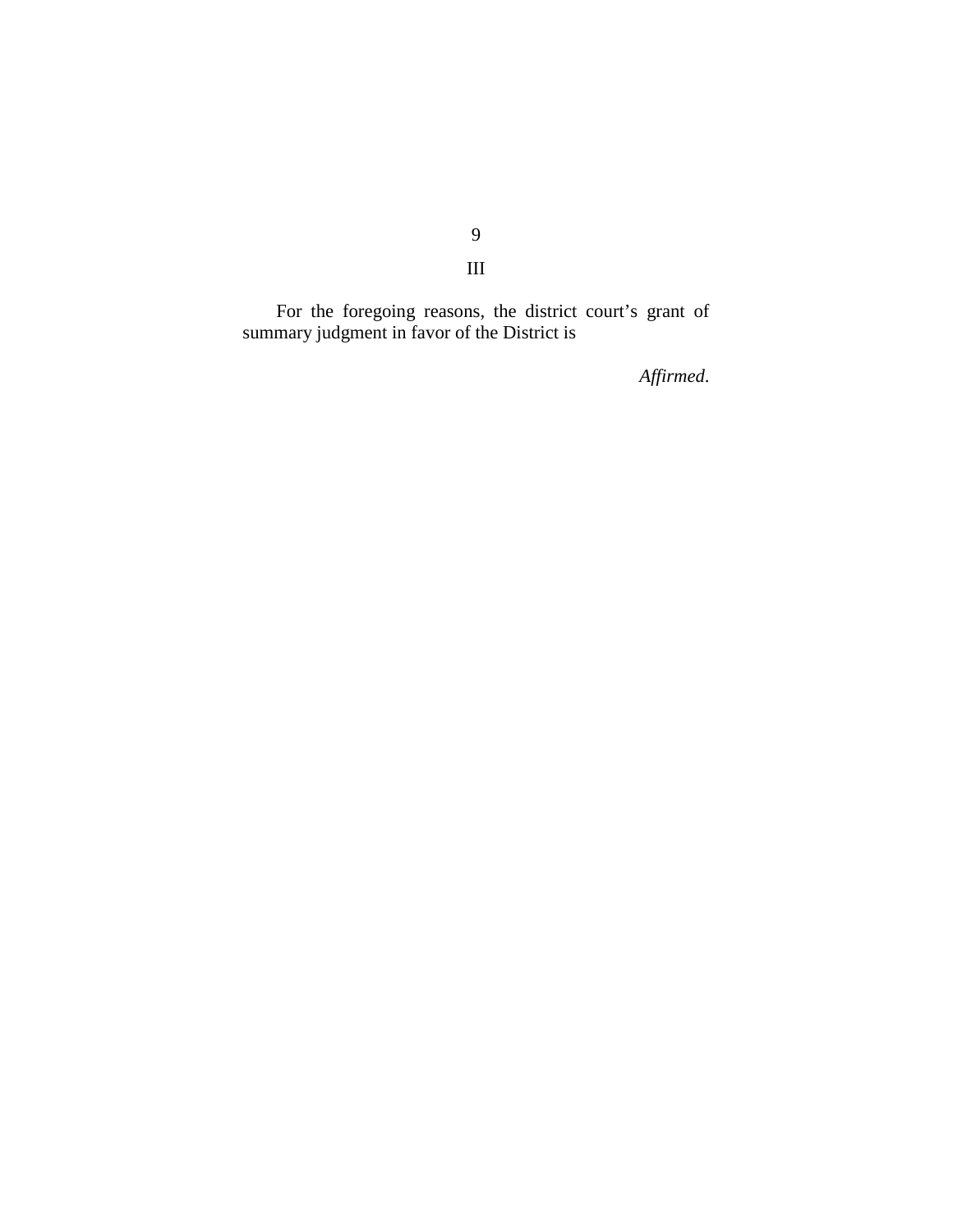## III

For the foregoing reasons, the district court's grant of summary judgment in favor of the District is

*Affirmed*.